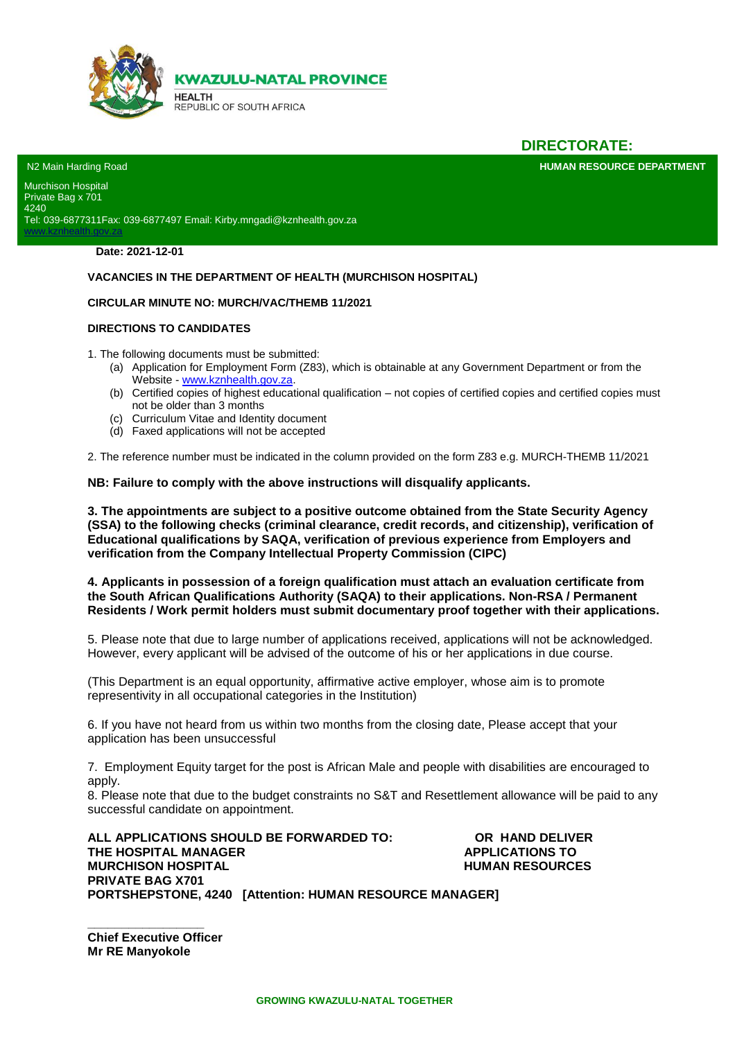**KWAZULU-NATAL PROVINCE**

**HEALTH**
REPUBLIC OF SOUTH AFRICA

## DIRECTORATE:

**HUMAN RESOURCE DEPARTMENT**

N2 Main Harding Road
Murchison Hospital
Private Bag x 701
4240
Tel: 039-6877311Fax: 039-6877497 Email: Kirby.mngadi@kznhealth.gov.za
www.kznhealth.gov.za

**Date: 2021-12-01**

**VACANCIES IN THE DEPARTMENT OF HEALTH (MURCHISON HOSPITAL)**

**CIRCULAR MINUTE NO: MURCH/VAC/THEMB 11/2021**

**DIRECTIONS TO CANDIDATES**

1. The following documents must be submitted:
   (a) Application for Employment Form (Z83), which is obtainable at any Government Department or from the Website - www.kznhealth.gov.za.
   (b) Certified copies of highest educational qualification – not copies of certified copies and certified copies must not be older than 3 months
   (c) Curriculum Vitae and Identity document
   (d) Faxed applications will not be accepted

2. The reference number must be indicated in the column provided on the form Z83 e.g. MURCH-THEMB 11/2021

**NB: Failure to comply with the above instructions will disqualify applicants.**

**3. The appointments are subject to a positive outcome obtained from the State Security Agency (SSA) to the following checks (criminal clearance, credit records, and citizenship), verification of Educational qualifications by SAQA, verification of previous experience from Employers and verification from the Company Intellectual Property Commission (CIPC)**

**4. Applicants in possession of a foreign qualification must attach an evaluation certificate from the South African Qualifications Authority (SAQA) to their applications. Non-RSA / Permanent Residents / Work permit holders must submit documentary proof together with their applications.**

5. Please note that due to large number of applications received, applications will not be acknowledged. However, every applicant will be advised of the outcome of his or her applications in due course.

(This Department is an equal opportunity, affirmative active employer, whose aim is to promote representivity in all occupational categories in the Institution)

6. If you have not heard from us within two months from the closing date, Please accept that your application has been unsuccessful

7. Employment Equity target for the post is African Male and people with disabilities are encouraged to apply.

8. Please note that due to the budget constraints no S&T and Resettlement allowance will be paid to any successful candidate on appointment.

**ALL APPLICATIONS SHOULD BE FORWARDED TO:**
**THE HOSPITAL MANAGER**
**MURCHISON HOSPITAL**
**PRIVATE BAG X701**
**PORTSHEPSTONE, 4240 [Attention: HUMAN RESOURCE MANAGER]**

**OR HAND DELIVER APPLICATIONS TO HUMAN RESOURCES**

\_\_\_\_\_\_\_\_\_\_\_\_\_\_\_\_\_\_
**Chief Executive Officer**
**Mr RE Manyokole**

**GROWING KWAZULU-NATAL TOGETHER**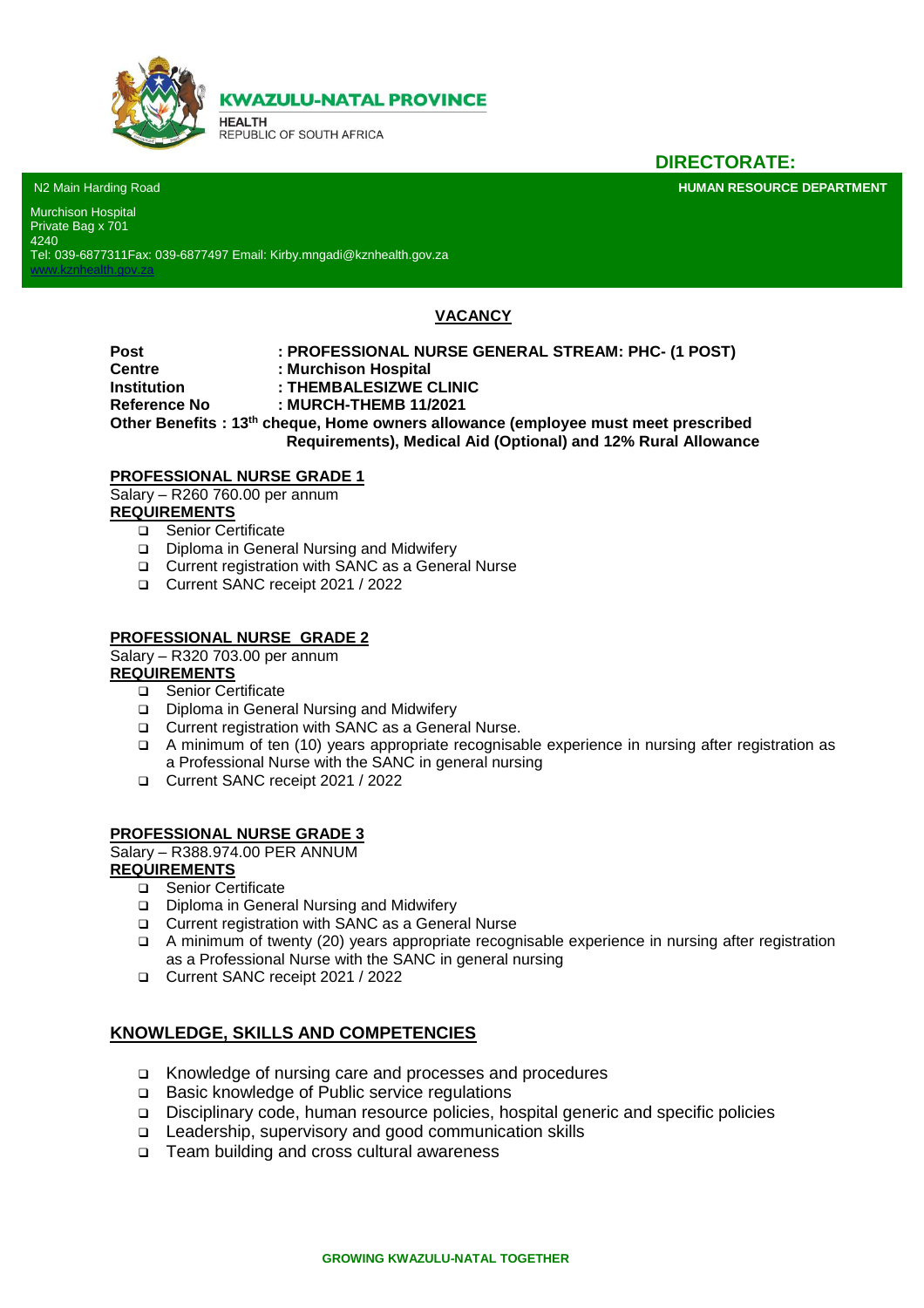**KWAZULU-NATAL PROVINCE**

HEALTH
REPUBLIC OF SOUTH AFRICA

**DIRECTORATE:**

N2 Main Harding Road

**HUMAN RESOURCE DEPARTMENT**

Murchison Hospital
Private Bag x 701
4240
Tel: 039-6877311Fax: 039-6877497 Email: Kirby.mngadi@kznhealth.gov.za
www.kznhealth.gov.za

## VACANCY

**Post : PROFESSIONAL NURSE GENERAL STREAM: PHC- (1 POST)**
**Centre : Murchison Hospital**
**Institution : THEMBALESIZWE CLINIC**
**Reference No : MURCH-THEMB 11/2021**
**Other Benefits : 13th cheque, Home owners allowance (employee must meet prescribed Requirements), Medical Aid (Optional) and 12% Rural Allowance**

### PROFESSIONAL NURSE GRADE 1

Salary – R260 760.00 per annum

**REQUIREMENTS**

- Senior Certificate
- Diploma in General Nursing and Midwifery
- Current registration with SANC as a General Nurse
- Current SANC receipt 2021 / 2022

### PROFESSIONAL NURSE GRADE 2

Salary – R320 703.00 per annum

**REQUIREMENTS**

- Senior Certificate
- Diploma in General Nursing and Midwifery
- Current registration with SANC as a General Nurse.
- A minimum of ten (10) years appropriate recognisable experience in nursing after registration as a Professional Nurse with the SANC in general nursing
- Current SANC receipt 2021 / 2022

### PROFESSIONAL NURSE GRADE 3

Salary – R388.974.00 PER ANNUM

**REQUIREMENTS**

- Senior Certificate
- Diploma in General Nursing and Midwifery
- Current registration with SANC as a General Nurse
- A minimum of twenty (20) years appropriate recognisable experience in nursing after registration as a Professional Nurse with the SANC in general nursing
- Current SANC receipt 2021 / 2022

## KNOWLEDGE, SKILLS AND COMPETENCIES

- Knowledge of nursing care and processes and procedures
- Basic knowledge of Public service regulations
- Disciplinary code, human resource policies, hospital generic and specific policies
- Leadership, supervisory and good communication skills
- Team building and cross cultural awareness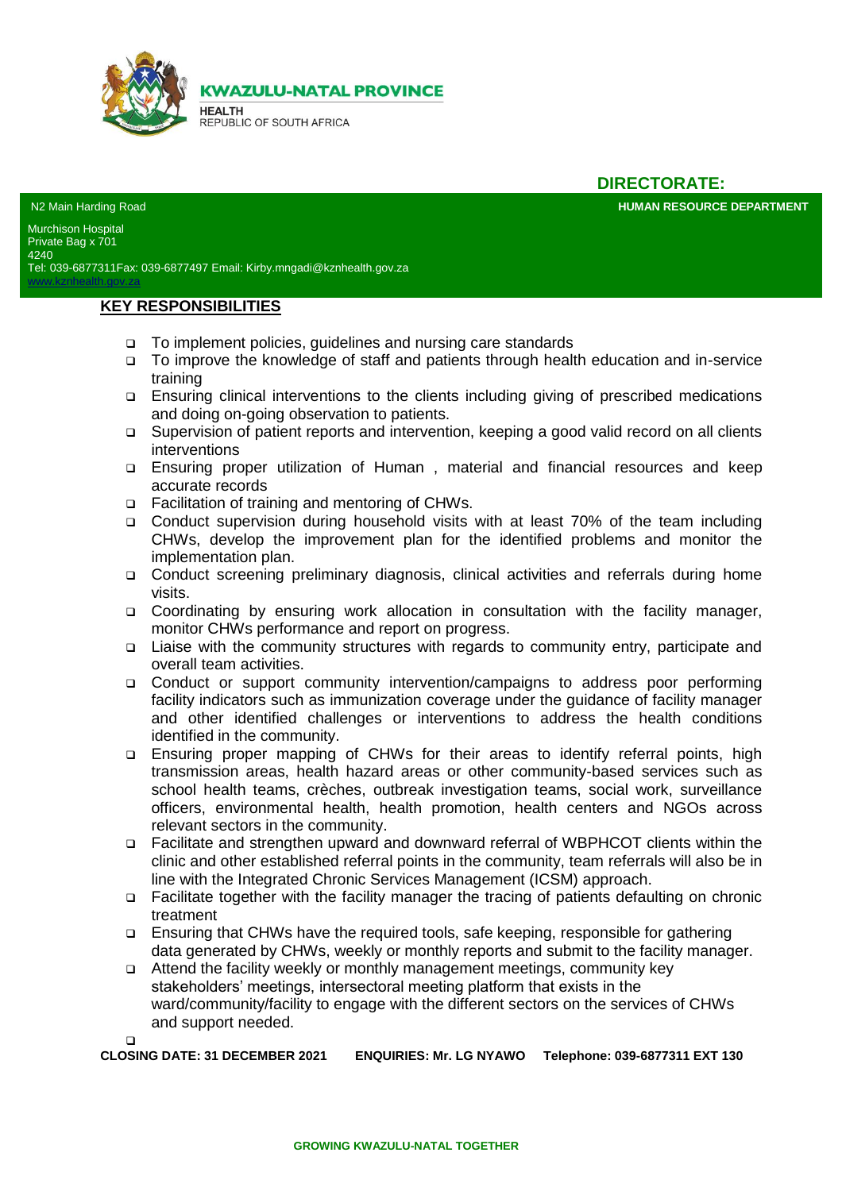**KWAZULU-NATAL PROVINCE**

**HEALTH**
REPUBLIC OF SOUTH AFRICA

**DIRECTORATE:**

N2 Main Harding Road **HUMAN RESOURCE DEPARTMENT**

Murchison Hospital
Private Bag x 701
4240
Tel: 039-6877311Fax: 039-6877497 Email: Kirby.mngadi@kznhealth.gov.za
www.kznhealth.gov.za

## KEY RESPONSIBILITIES

- To implement policies, guidelines and nursing care standards
- To improve the knowledge of staff and patients through health education and in-service training
- Ensuring clinical interventions to the clients including giving of prescribed medications and doing on-going observation to patients.
- Supervision of patient reports and intervention, keeping a good valid record on all clients interventions
- Ensuring proper utilization of Human , material and financial resources and keep accurate records
- Facilitation of training and mentoring of CHWs.
- Conduct supervision during household visits with at least 70% of the team including CHWs, develop the improvement plan for the identified problems and monitor the implementation plan.
- Conduct screening preliminary diagnosis, clinical activities and referrals during home visits.
- Coordinating by ensuring work allocation in consultation with the facility manager, monitor CHWs performance and report on progress.
- Liaise with the community structures with regards to community entry, participate and overall team activities.
- Conduct or support community intervention/campaigns to address poor performing facility indicators such as immunization coverage under the guidance of facility manager and other identified challenges or interventions to address the health conditions identified in the community.
- Ensuring proper mapping of CHWs for their areas to identify referral points, high transmission areas, health hazard areas or other community-based services such as school health teams, crèches, outbreak investigation teams, social work, surveillance officers, environmental health, health promotion, health centers and NGOs across relevant sectors in the community.
- Facilitate and strengthen upward and downward referral of WBPHCOT clients within the clinic and other established referral points in the community, team referrals will also be in line with the Integrated Chronic Services Management (ICSM) approach.
- Facilitate together with the facility manager the tracing of patients defaulting on chronic treatment
- Ensuring that CHWs have the required tools, safe keeping, responsible for gathering data generated by CHWs, weekly or monthly reports and submit to the facility manager.
- Attend the facility weekly or monthly management meetings, community key stakeholders' meetings, intersectoral meeting platform that exists in the ward/community/facility to engage with the different sectors on the services of CHWs and support needed.

**CLOSING DATE: 31 DECEMBER 2021 ENQUIRIES: Mr. LG NYAWO Telephone: 039-6877311 EXT 130**

**GROWING KWAZULU-NATAL TOGETHER**